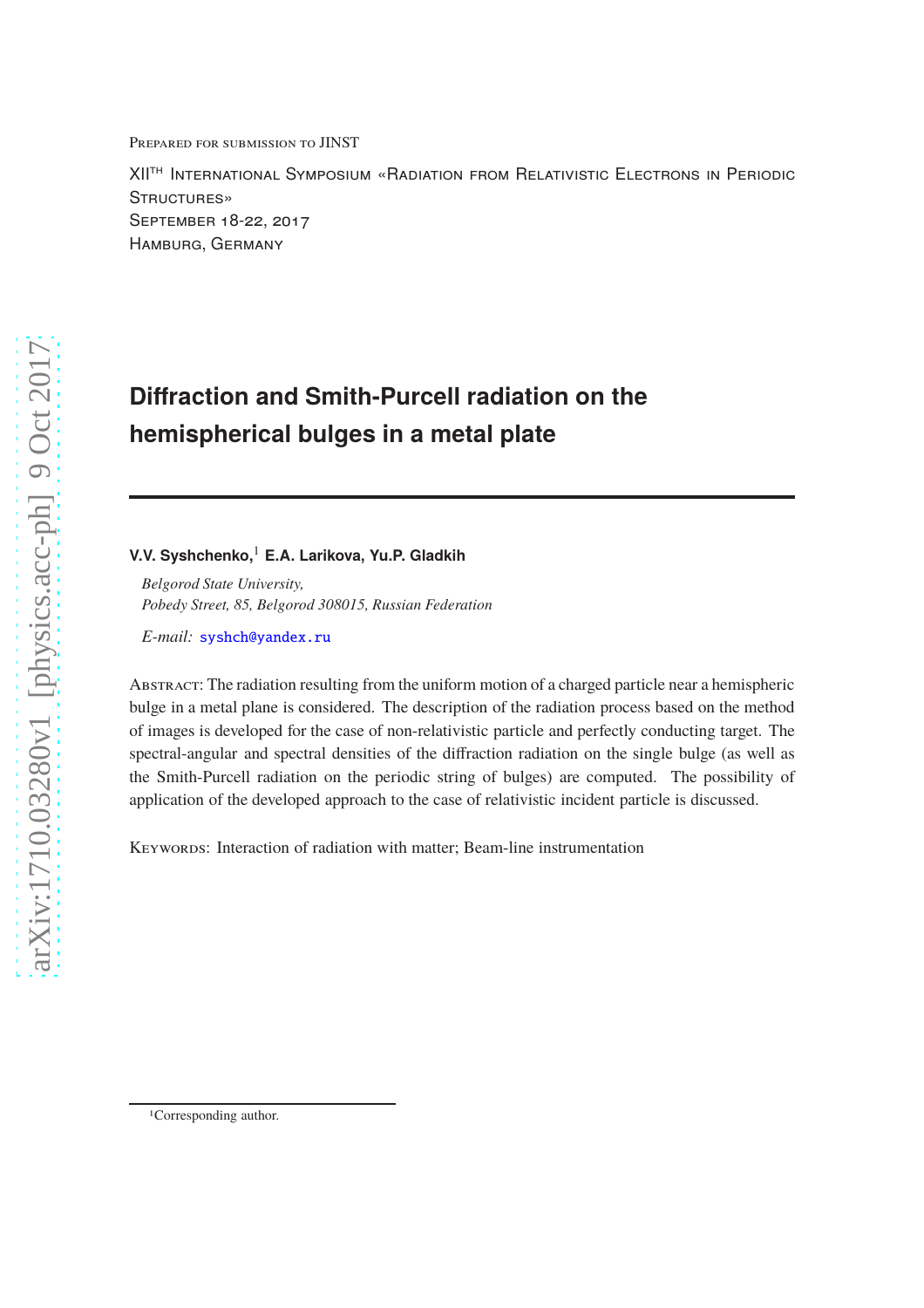Prepared for submission to JINST

XII$^{\text{TH}}$ International Symposium «Radiation from Relativistic Electrons in Periodic Structures»
September 18-22, 2017
Hamburg, Germany

# Diffraction and Smith-Purcell radiation on the hemispherical bulges in a metal plate

**V.V. Syshchenko,**[1] **E.A. Larikova, Yu.P. Gladkih**

*Belgorod State University,*
*Pobedy Street, 85, Belgorod 308015, Russian Federation*

*E-mail:* syshch@yandex.ru

Abstract: The radiation resulting from the uniform motion of a charged particle near a hemispheric bulge in a metal plane is considered. The description of the radiation process based on the method of images is developed for the case of non-relativistic particle and perfectly conducting target. The spectral-angular and spectral densities of the diffraction radiation on the single bulge (as well as the Smith-Purcell radiation on the periodic string of bulges) are computed. The possibility of application of the developed approach to the case of relativistic incident particle is discussed.

Keywords: Interaction of radiation with matter; Beam-line instrumentation

[1]Corresponding author.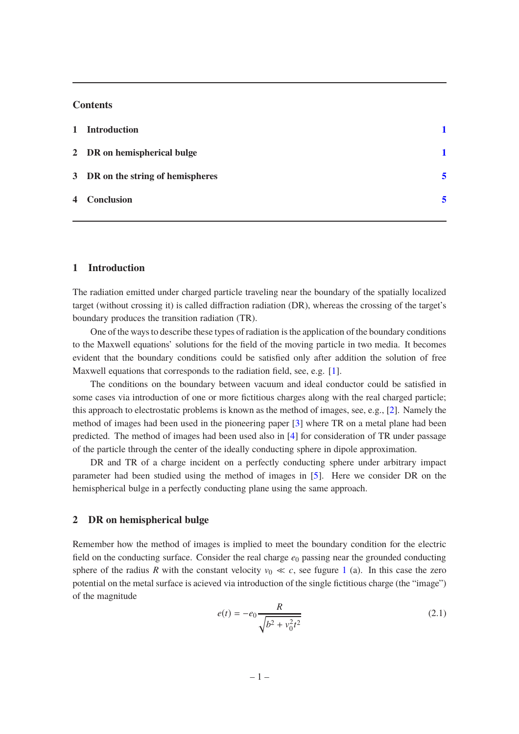## Contents

1 Introduction 1

2 DR on hemispherical bulge 1

3 DR on the string of hemispheres 5

4 Conclusion 5

## 1 Introduction

The radiation emitted under charged particle traveling near the boundary of the spatially localized target (without crossing it) is called diffraction radiation (DR), whereas the crossing of the target's boundary produces the transition radiation (TR).

One of the ways to describe these types of radiation is the application of the boundary conditions to the Maxwell equations' solutions for the field of the moving particle in two media. It becomes evident that the boundary conditions could be satisfied only after addition the solution of free Maxwell equations that corresponds to the radiation field, see, e.g. [1].

The conditions on the boundary between vacuum and ideal conductor could be satisfied in some cases via introduction of one or more fictitious charges along with the real charged particle; this approach to electrostatic problems is known as the method of images, see, e.g., [2]. Namely the method of images had been used in the pioneering paper [3] where TR on a metal plane had been predicted. The method of images had been used also in [4] for consideration of TR under passage of the particle through the center of the ideally conducting sphere in dipole approximation.

DR and TR of a charge incident on a perfectly conducting sphere under arbitrary impact parameter had been studied using the method of images in [5]. Here we consider DR on the hemispherical bulge in a perfectly conducting plane using the same approach.

## 2 DR on hemispherical bulge

Remember how the method of images is implied to meet the boundary condition for the electric field on the conducting surface. Consider the real charge $e_0$ passing near the grounded conducting sphere of the radius $R$ with the constant velocity $v_0 \ll c$, see fugure 1 (a). In this case the zero potential on the metal surface is acieved via introduction of the single fictitious charge (the "image") of the magnitude

$$e(t) = -e_0 \frac{R}{\sqrt{b^2 + v_0^2 t^2}} \tag{2.1}$$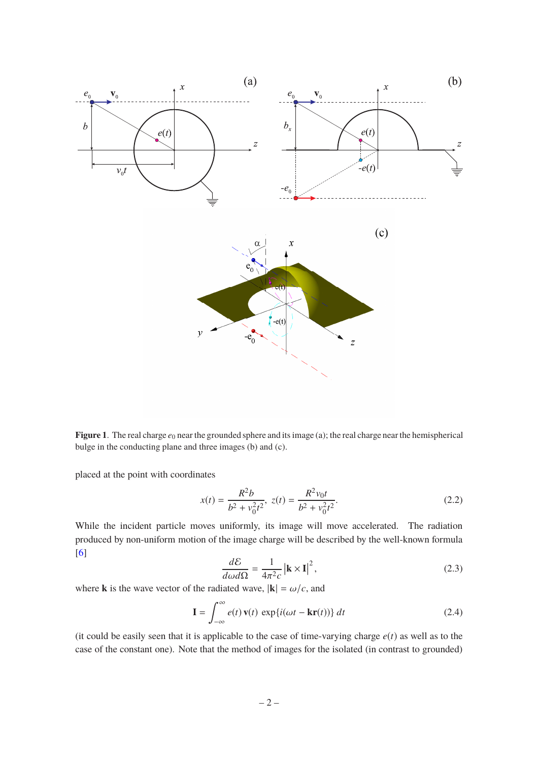**Figure 1**. The real charge $e_0$ near the grounded sphere and its image (a); the real charge near the hemispherical bulge in the conducting plane and three images (b) and (c).

placed at the point with coordinates

$$x(t) = \frac{R^2 b}{b^2 + v_0^2 t^2}, \; z(t) = \frac{R^2 v_0 t}{b^2 + v_0^2 t^2}. \tag{2.2}$$

While the incident particle moves uniformly, its image will move accelerated. The radiation produced by non-uniform motion of the image charge will be described by the well-known formula [6]

$$\frac{d\mathcal{E}}{d\omega d\Omega} = \frac{1}{4\pi^2 c} \left|\mathbf{k} \times \mathbf{I}\right|^2, \tag{2.3}$$

where $\mathbf{k}$ is the wave vector of the radiated wave, $|\mathbf{k}| = \omega/c$, and

$$\mathbf{I} = \int_{-\infty}^{\infty} e(t)\, \mathbf{v}(t)\, \exp\{i(\omega t - \mathbf{kr}(t))\}\, dt \tag{2.4}$$

(it could be easily seen that it is applicable to the case of time-varying charge $e(t)$ as well as to the case of the constant one). Note that the method of images for the isolated (in contrast to grounded)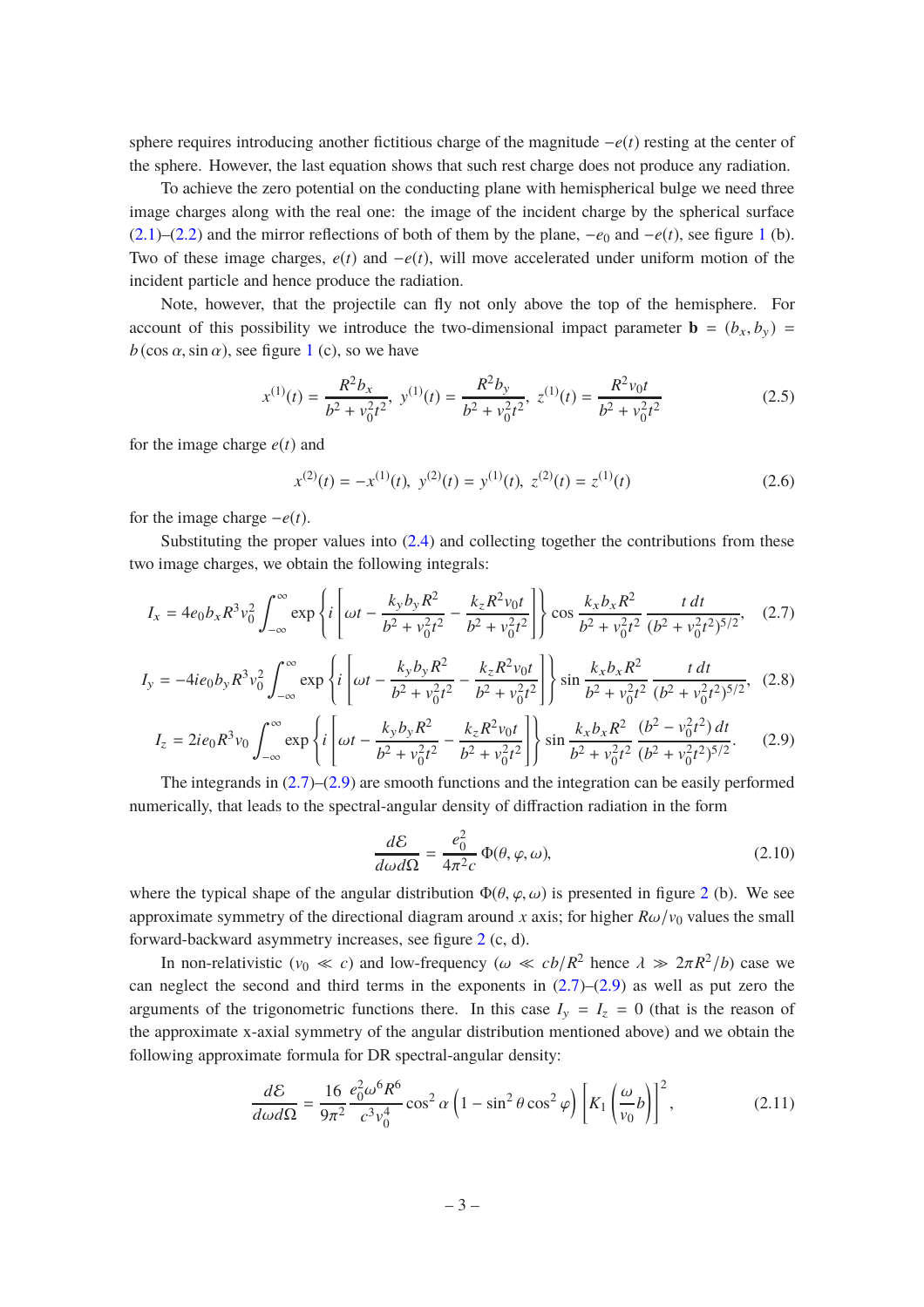sphere requires introducing another fictitious charge of the magnitude $-e(t)$ resting at the center of the sphere. However, the last equation shows that such rest charge does not produce any radiation.

To achieve the zero potential on the conducting plane with hemispherical bulge we need three image charges along with the real one: the image of the incident charge by the spherical surface (2.1)–(2.2) and the mirror reflections of both of them by the plane, $-e_0$ and $-e(t)$, see figure 1 (b). Two of these image charges, $e(t)$ and $-e(t)$, will move accelerated under uniform motion of the incident particle and hence produce the radiation.

Note, however, that the projectile can fly not only above the top of the hemisphere. For account of this possibility we introduce the two-dimensional impact parameter $\mathbf{b} = (b_x, b_y) = b(\cos\alpha, \sin\alpha)$, see figure 1 (c), so we have

$$x^{(1)}(t) = \frac{R^2 b_x}{b^2 + v_0^2 t^2}, \;\; y^{(1)}(t) = \frac{R^2 b_y}{b^2 + v_0^2 t^2}, \;\; z^{(1)}(t) = \frac{R^2 v_0 t}{b^2 + v_0^2 t^2} \tag{2.5}$$

for the image charge $e(t)$ and

$$x^{(2)}(t) = -x^{(1)}(t), \;\; y^{(2)}(t) = y^{(1)}(t), \;\; z^{(2)}(t) = z^{(1)}(t) \tag{2.6}$$

for the image charge $-e(t)$.

Substituting the proper values into (2.4) and collecting together the contributions from these two image charges, we obtain the following integrals:

$$I_x = 4e_0 b_x R^3 v_0^2 \int_{-\infty}^{\infty} \exp\left\{ i\left[\omega t - \frac{k_y b_y R^2}{b^2 + v_0^2 t^2} - \frac{k_z R^2 v_0 t}{b^2 + v_0^2 t^2}\right]\right\} \cos\frac{k_x b_x R^2}{b^2 + v_0^2 t^2} \, \frac{t\, dt}{(b^2 + v_0^2 t^2)^{5/2}}, \tag{2.7}$$

$$I_y = -4ie_0 b_y R^3 v_0^2 \int_{-\infty}^{\infty} \exp\left\{ i\left[\omega t - \frac{k_y b_y R^2}{b^2 + v_0^2 t^2} - \frac{k_z R^2 v_0 t}{b^2 + v_0^2 t^2}\right]\right\} \sin\frac{k_x b_x R^2}{b^2 + v_0^2 t^2} \, \frac{t\, dt}{(b^2 + v_0^2 t^2)^{5/2}}, \tag{2.8}$$

$$I_z = 2ie_0 R^3 v_0 \int_{-\infty}^{\infty} \exp\left\{ i\left[\omega t - \frac{k_y b_y R^2}{b^2 + v_0^2 t^2} - \frac{k_z R^2 v_0 t}{b^2 + v_0^2 t^2}\right]\right\} \sin\frac{k_x b_x R^2}{b^2 + v_0^2 t^2} \, \frac{(b^2 - v_0^2 t^2)\, dt}{(b^2 + v_0^2 t^2)^{5/2}}. \tag{2.9}$$

The integrands in (2.7)–(2.9) are smooth functions and the integration can be easily performed numerically, that leads to the spectral-angular density of diffraction radiation in the form

$$\frac{d\mathcal{E}}{d\omega d\Omega} = \frac{e_0^2}{4\pi^2 c}\, \Phi(\theta, \varphi, \omega), \tag{2.10}$$

where the typical shape of the angular distribution $\Phi(\theta, \varphi, \omega)$ is presented in figure 2 (b). We see approximate symmetry of the directional diagram around $x$ axis; for higher $R\omega/v_0$ values the small forward-backward asymmetry increases, see figure 2 (c, d).

In non-relativistic ($v_0 \ll c$) and low-frequency ($\omega \ll cb/R^2$ hence $\lambda \gg 2\pi R^2/b$) case we can neglect the second and third terms in the exponents in (2.7)–(2.9) as well as put zero the arguments of the trigonometric functions there. In this case $I_y = I_z = 0$ (that is the reason of the approximate x-axial symmetry of the angular distribution mentioned above) and we obtain the following approximate formula for DR spectral-angular density:

$$\frac{d\mathcal{E}}{d\omega d\Omega} = \frac{16}{9\pi^2} \frac{e_0^2 \omega^6 R^6}{c^3 v_0^4} \cos^2\alpha \left(1 - \sin^2\theta \cos^2\varphi\right) \left[K_1\left(\frac{\omega}{v_0} b\right)\right]^2, \tag{2.11}$$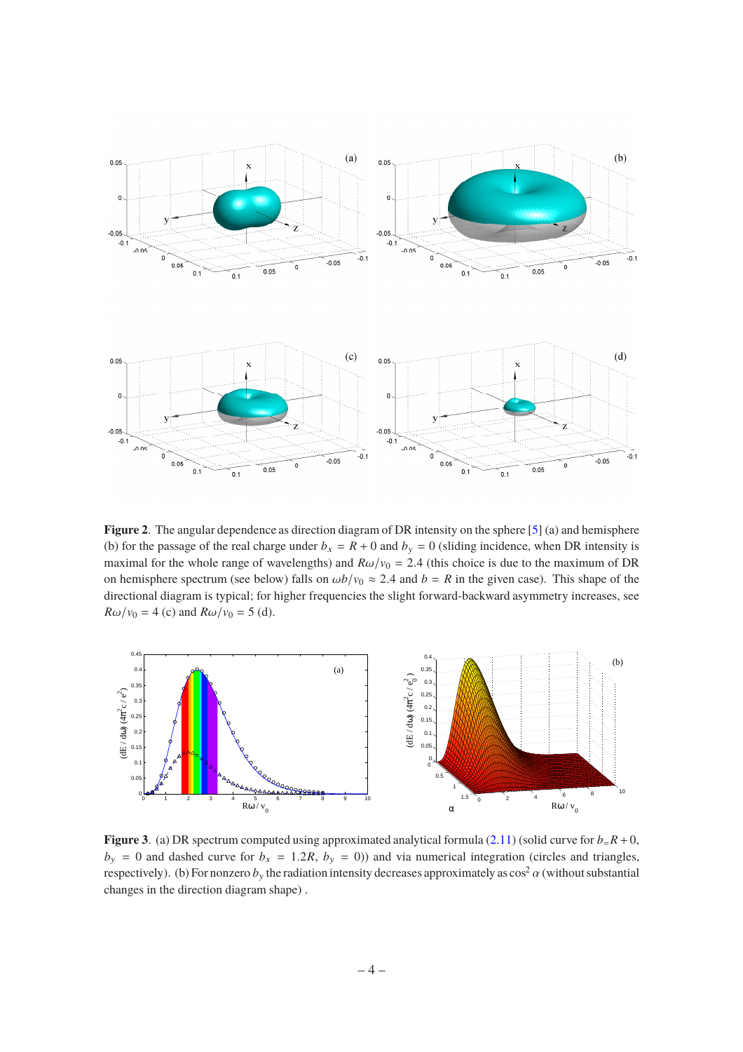**Figure 2**. The angular dependence as direction diagram of DR intensity on the sphere [5] (a) and hemisphere (b) for the passage of the real charge under $b_x = R + 0$ and $b_y = 0$ (sliding incidence, when DR intensity is maximal for the whole range of wavelengths) and $R\omega/v_0 = 2.4$ (this choice is due to the maximum of DR on hemisphere spectrum (see below) falls on $\omega b/v_0 \approx 2.4$ and $b = R$ in the given case). This shape of the directional diagram is typical; for higher frequencies the slight forward-backward asymmetry increases, see $R\omega/v_0 = 4$ (c) and $R\omega/v_0 = 5$ (d).

**Figure 3**. (a) DR spectrum computed using approximated analytical formula (2.11) (solid curve for $b_= R + 0$, $b_y = 0$ and dashed curve for $b_x = 1.2R$, $b_y = 0$)) and via numerical integration (circles and triangles, respectively). (b) For nonzero $b_y$ the radiation intensity decreases approximately as $\cos^2 \alpha$ (without substantial changes in the direction diagram shape) .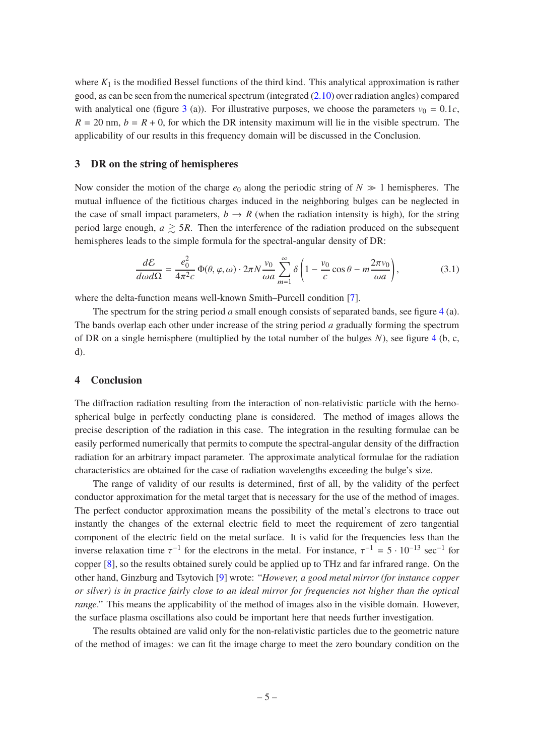where $K_1$ is the modified Bessel functions of the third kind. This analytical approximation is rather good, as can be seen from the numerical spectrum (integrated (2.10) over radiation angles) compared with analytical one (figure 3 (a)). For illustrative purposes, we choose the parameters $v_0 = 0.1c$, $R = 20$ nm, $b = R + 0$, for which the DR intensity maximum will lie in the visible spectrum. The applicability of our results in this frequency domain will be discussed in the Conclusion.

## 3 DR on the string of hemispheres

Now consider the motion of the charge $e_0$ along the periodic string of $N \gg 1$ hemispheres. The mutual influence of the fictitious charges induced in the neighboring bulges can be neglected in the case of small impact parameters, $b \to R$ (when the radiation intensity is high), for the string period large enough, $a \gtrsim 5R$. Then the interference of the radiation produced on the subsequent hemispheres leads to the simple formula for the spectral-angular density of DR:

$$\frac{d\mathcal{E}}{d\omega d\Omega} = \frac{e_0^2}{4\pi^2 c}\,\Phi(\theta,\varphi,\omega)\cdot 2\pi N \frac{v_0}{\omega a}\sum_{m=1}^{\infty}\delta\left(1 - \frac{v_0}{c}\cos\theta - m\frac{2\pi v_0}{\omega a}\right), \tag{3.1}$$

where the delta-function means well-known Smith–Purcell condition [7].

The spectrum for the string period $a$ small enough consists of separated bands, see figure 4 (a). The bands overlap each other under increase of the string period $a$ gradually forming the spectrum of DR on a single hemisphere (multiplied by the total number of the bulges $N$), see figure 4 (b, c, d).

## 4 Conclusion

The diffraction radiation resulting from the interaction of non-relativistic particle with the hemospherical bulge in perfectly conducting plane is considered. The method of images allows the precise description of the radiation in this case. The integration in the resulting formulae can be easily performed numerically that permits to compute the spectral-angular density of the diffraction radiation for an arbitrary impact parameter. The approximate analytical formulae for the radiation characteristics are obtained for the case of radiation wavelengths exceeding the bulge's size.

The range of validity of our results is determined, first of all, by the validity of the perfect conductor approximation for the metal target that is necessary for the use of the method of images. The perfect conductor approximation means the possibility of the metal's electrons to trace out instantly the changes of the external electric field to meet the requirement of zero tangential component of the electric field on the metal surface. It is valid for the frequencies less than the inverse relaxation time $\tau^{-1}$ for the electrons in the metal. For instance, $\tau^{-1} = 5 \cdot 10^{-13}$ sec$^{-1}$ for copper [8], so the results obtained surely could be applied up to THz and far infrared range. On the other hand, Ginzburg and Tsytovich [9] wrote: "*However, a good metal mirror (for instance copper or silver) is in practice fairly close to an ideal mirror for frequencies not higher than the optical range*." This means the applicability of the method of images also in the visible domain. However, the surface plasma oscillations also could be important here that needs further investigation.

The results obtained are valid only for the non-relativistic particles due to the geometric nature of the method of images: we can fit the image charge to meet the zero boundary condition on the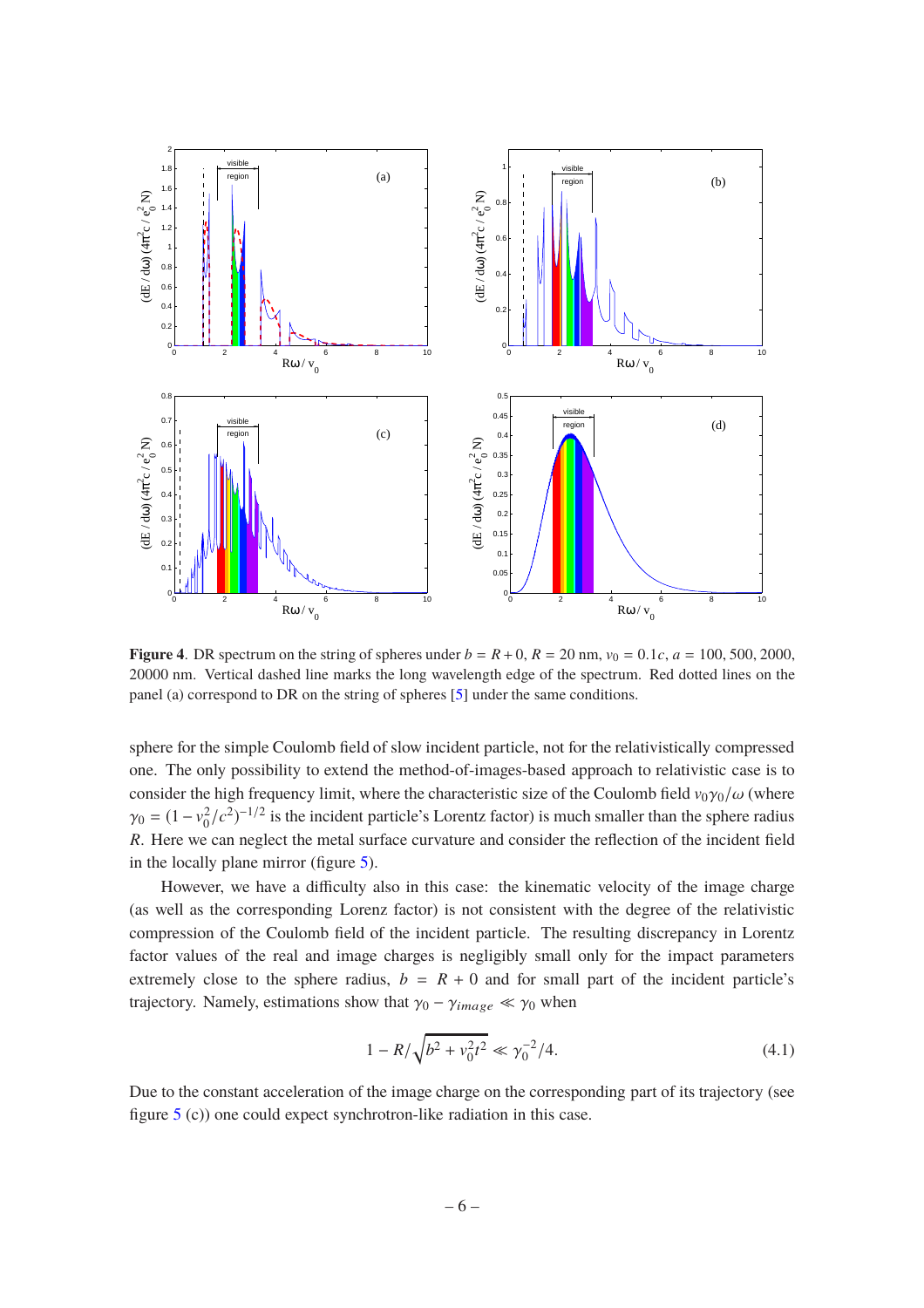**Figure 4**. DR spectrum on the string of spheres under $b = R + 0$, $R = 20$ nm, $v_0 = 0.1c$, $a = 100, 500, 2000, 20000$ nm. Vertical dashed line marks the long wavelength edge of the spectrum. Red dotted lines on the panel (a) correspond to DR on the string of spheres [5] under the same conditions.

sphere for the simple Coulomb field of slow incident particle, not for the relativistically compressed one. The only possibility to extend the method-of-images-based approach to relativistic case is to consider the high frequency limit, where the characteristic size of the Coulomb field $v_0\gamma_0/\omega$ (where $\gamma_0 = (1 - v_0^2/c^2)^{-1/2}$ is the incident particle's Lorentz factor) is much smaller than the sphere radius $R$. Here we can neglect the metal surface curvature and consider the reflection of the incident field in the locally plane mirror (figure 5).

However, we have a difficulty also in this case: the kinematic velocity of the image charge (as well as the corresponding Lorenz factor) is not consistent with the degree of the relativistic compression of the Coulomb field of the incident particle. The resulting discrepancy in Lorentz factor values of the real and image charges is negligibly small only for the impact parameters extremely close to the sphere radius, $b = R + 0$ and for small part of the incident particle's trajectory. Namely, estimations show that $\gamma_0 - \gamma_{image} \ll \gamma_0$ when

$$1 - R/\sqrt{b^2 + v_0^2 t^2} \ll \gamma_0^{-2}/4. \tag{4.1}$$

Due to the constant acceleration of the image charge on the corresponding part of its trajectory (see figure 5 (c)) one could expect synchrotron-like radiation in this case.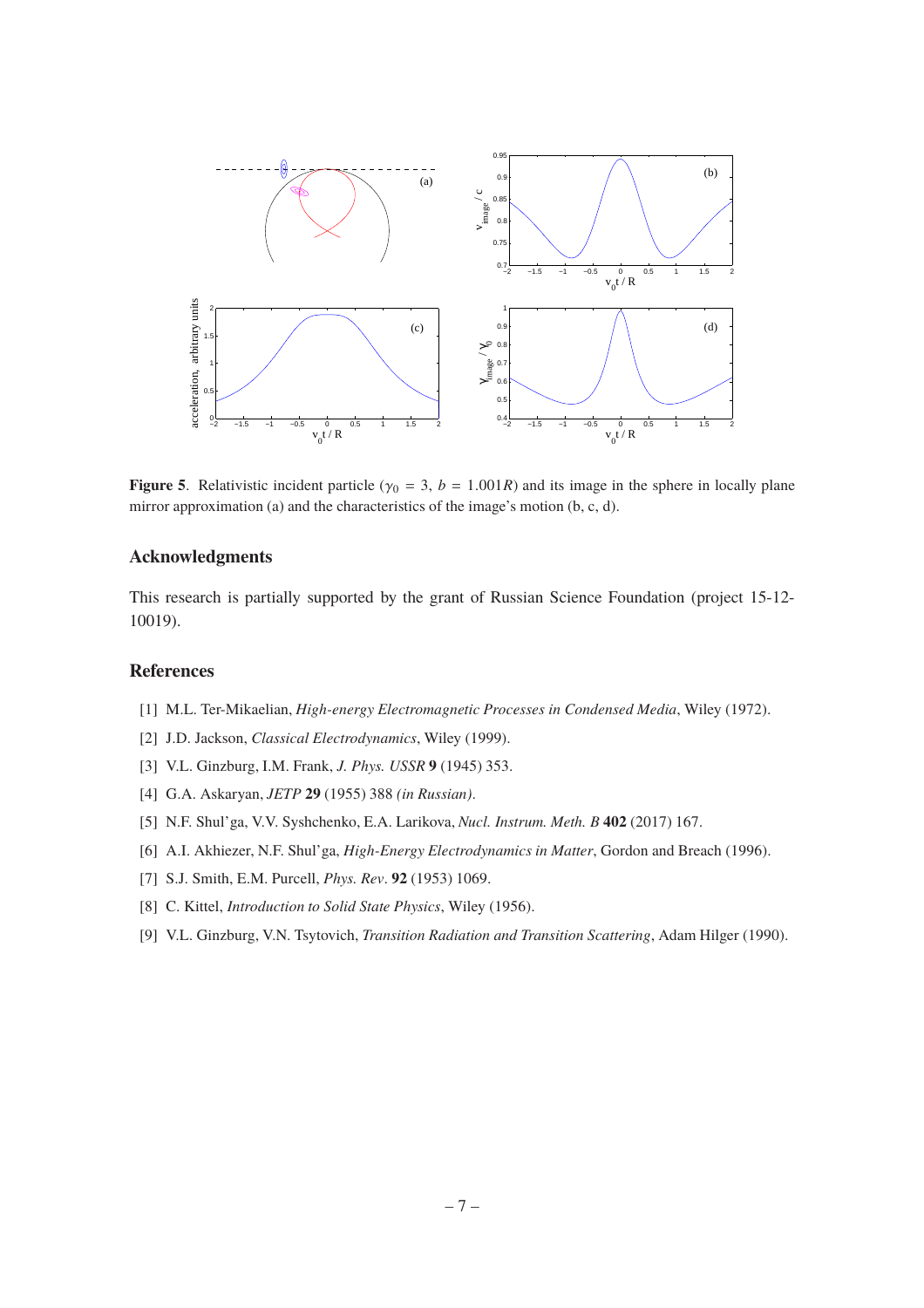(a)

0.95
0.9
0.85
0.8
0.75
0.7
−2 −1.5 −1 −0.5 0 0.5 1 1.5 2
$v_{image}$ / c
$v_0 t$ / R
(b)

2
1.5
1
0.5
0
−2 −1.5 −1 −0.5 0 0.5 1 1.5 2
acceleration, arbitrary units
$v_0 t$ / R
(c)

1
0.9
0.8
0.7
0.6
0.5
0.4
−2 −1.5 −1 −0.5 0 0.5 1 1.5 2
$\gamma_{image} / \gamma_0$
$v_0 t$ / R
(d)

**Figure 5**. Relativistic incident particle ($\gamma_0 = 3$, $b = 1.001R$) and its image in the sphere in locally plane mirror approximation (a) and the characteristics of the image's motion (b, c, d).

## Acknowledgments

This research is partially supported by the grant of Russian Science Foundation (project 15-12-10019).

## References

[1] M.L. Ter-Mikaelian, *High-energy Electromagnetic Processes in Condensed Media*, Wiley (1972).

[2] J.D. Jackson, *Classical Electrodynamics*, Wiley (1999).

[3] V.L. Ginzburg, I.M. Frank, *J. Phys. USSR* **9** (1945) 353.

[4] G.A. Askaryan, *JETP* **29** (1955) 388 *(in Russian)*.

[5] N.F. Shul'ga, V.V. Syshchenko, E.A. Larikova, *Nucl. Instrum. Meth. B* **402** (2017) 167.

[6] A.I. Akhiezer, N.F. Shul'ga, *High-Energy Electrodynamics in Matter*, Gordon and Breach (1996).

[7] S.J. Smith, E.M. Purcell, *Phys. Rev*. **92** (1953) 1069.

[8] C. Kittel, *Introduction to Solid State Physics*, Wiley (1956).

[9] V.L. Ginzburg, V.N. Tsytovich, *Transition Radiation and Transition Scattering*, Adam Hilger (1990).